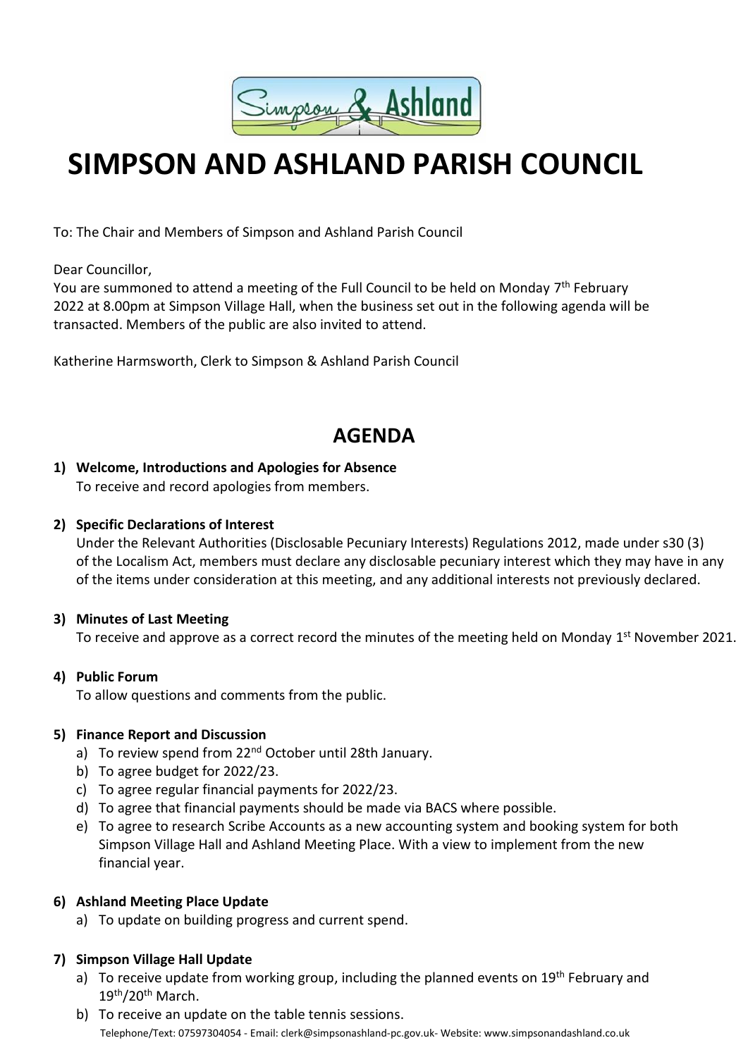#  SIMPSON AND ASHLAND PARISH COUNCIL

To: The Chair and Members of Simpson and Ashland Parish Council

Dear Councillor,
You are summoned to attend a meeting of the Full Council to be held on Monday 7th February 2022 at 8.00pm at Simpson Village Hall, when the business set out in the following agenda will be transacted. Members of the public are also invited to attend.

Katherine Harmsworth, Clerk to Simpson & Ashland Parish Council

## AGENDA

1) **Welcome, Introductions and Apologies for Absence**
   To receive and record apologies from members.

2) **Specific Declarations of Interest**
   Under the Relevant Authorities (Disclosable Pecuniary Interests) Regulations 2012, made under s30 (3) of the Localism Act, members must declare any disclosable pecuniary interest which they may have in any of the items under consideration at this meeting, and any additional interests not previously declared.

3) **Minutes of Last Meeting**
   To receive and approve as a correct record the minutes of the meeting held on Monday 1st November 2021.

4) **Public Forum**
   To allow questions and comments from the public.

5) **Finance Report and Discussion**
   a) To review spend from 22nd October until 28th January.
   b) To agree budget for 2022/23.
   c) To agree regular financial payments for 2022/23.
   d) To agree that financial payments should be made via BACS where possible.
   e) To agree to research Scribe Accounts as a new accounting system and booking system for both Simpson Village Hall and Ashland Meeting Place. With a view to implement from the new financial year.

6) **Ashland Meeting Place Update**
   a) To update on building progress and current spend.

7) **Simpson Village Hall Update**
   a) To receive update from working group, including the planned events on 19th February and 19th/20th March.
   b) To receive an update on the table tennis sessions.

Telephone/Text: 07597304054 - Email: clerk@simpsonashland-pc.gov.uk- Website: www.simpsonandashland.co.uk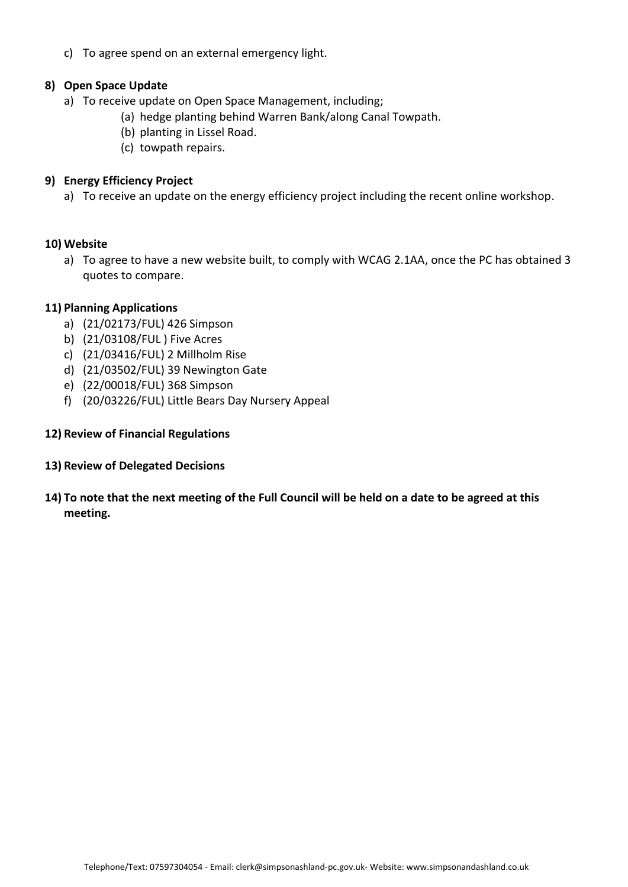c) To agree spend on an external emergency light.

**8) Open Space Update**

a) To receive update on Open Space Management, including;

   (a) hedge planting behind Warren Bank/along Canal Towpath.

   (b) planting in Lissel Road.

   (c) towpath repairs.

**9) Energy Efficiency Project**

a) To receive an update on the energy efficiency project including the recent online workshop.

**10) Website**

a) To agree to have a new website built, to comply with WCAG 2.1AA, once the PC has obtained 3 quotes to compare.

**11) Planning Applications**

a) (21/02173/FUL) 426 Simpson
b) (21/03108/FUL ) Five Acres
c) (21/03416/FUL) 2 Millholm Rise
d) (21/03502/FUL) 39 Newington Gate
e) (22/00018/FUL) 368 Simpson
f) (20/03226/FUL) Little Bears Day Nursery Appeal

**12) Review of Financial Regulations**

**13) Review of Delegated Decisions**

**14) To note that the next meeting of the Full Council will be held on a date to be agreed at this meeting.**

Telephone/Text: 07597304054 - Email: clerk@simpsonashland-pc.gov.uk- Website: www.simpsonandashland.co.uk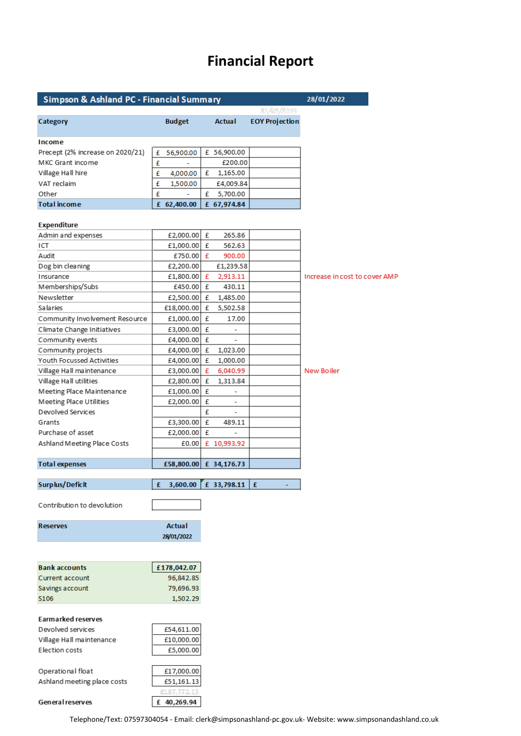# Financial Report

| Simpson & Ashland PC - Financial Summary | | | | 28/01/2022 |
|---|---|---|---|---|
| **Category** | **Budget** | **Actual** | **EOY Projection** | |
| **Income** | | | | |
| Precept (2% increase on 2020/21) | £ 56,900.00 | £ 56,900.00 | | |
| MKC Grant income | £ - | £200.00 | | |
| Village Hall hire | £ 4,000.00 | £ 1,165.00 | | |
| VAT reclaim | £ 1,500.00 | £4,009.84 | | |
| Other | £ - | £ 5,700.00 | | |
| **Total income** | **£ 62,400.00** | **£ 67,974.84** | | |
| **Expenditure** | | | | |
| Admin and expenses | £2,000.00 | £ 265.86 | | |
| ICT | £1,000.00 | £ 562.63 | | |
| Audit | £750.00 | £ 900.00 | | |
| Dog bin cleaning | £2,200.00 | £1,239.58 | | |
| Insurance | £1,800.00 | £ 2,913.11 | | Increase in cost to cover AMP |
| Memberships/Subs | £450.00 | £ 430.11 | | |
| Newsletter | £2,500.00 | £ 1,485.00 | | |
| Salaries | £18,000.00 | £ 5,502.58 | | |
| Community Involvement Resource | £1,000.00 | £ 17.00 | | |
| Climate Change Initiatives | £3,000.00 | £ - | | |
| Community events | £4,000.00 | £ - | | |
| Community projects | £4,000.00 | £ 1,023.00 | | |
| Youth Focussed Activities | £4,000.00 | £ 1,000.00 | | |
| Village Hall maintenance | £3,000.00 | £ 6,040.99 | | New Boiler |
| Village Hall utilities | £2,800.00 | £ 1,313.84 | | |
| Meeting Place Maintenance | £1,000.00 | £ - | | |
| Meeting Place Utilities | £2,000.00 | £ - | | |
| Devolved Services | | £ - | | |
| Grants | £3,300.00 | £ 489.11 | | |
| Purchase of asset | £2,000.00 | £ - | | |
| Ashland Meeting Place Costs | £0.00 | £ 10,993.92 | | |
| **Total expenses** | **£58,800.00** | **£ 34,176.73** | | |
| **Surplus/Deficit** | **£ 3,600.00** | **£ 33,798.11** | £ - | |

Contribution to devolution

| **Reserves** | **Actual** 28/01/2022 |
|---|---|
| **Bank accounts** | **£178,042.07** |
| Current account | 96,842.85 |
| Savings account | 79,696.93 |
| S106 | 1,502.29 |
| **Earmarked reserves** | |
| Devolved services | £54,611.00 |
| Village Hall maintenance | £10,000.00 |
| Election costs | £5,000.00 |
| Operational float | £17,000.00 |
| Ashland meeting place costs | £51,161.13 |
| | £137,772.13 |
| **General reserves** | **£ 40,269.94** |

Telephone/Text: 07597304054 - Email: clerk@simpsonashland-pc.gov.uk- Website: www.simpsonandashland.co.uk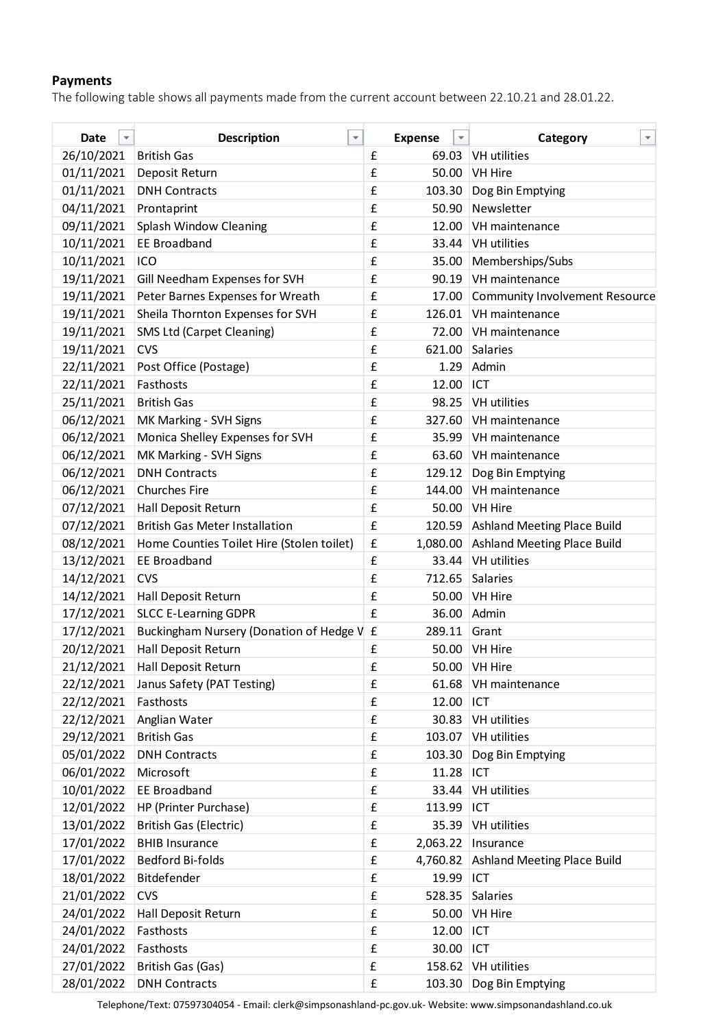### Payments

The following table shows all payments made from the current account between 22.10.21 and 28.01.22.

| Date | Description | | Expense | Category |
|---|---|---|---|---|
| 26/10/2021 | British Gas | £ | 69.03 | VH utilities |
| 01/11/2021 | Deposit Return | £ | 50.00 | VH Hire |
| 01/11/2021 | DNH Contracts | £ | 103.30 | Dog Bin Emptying |
| 04/11/2021 | Prontaprint | £ | 50.90 | Newsletter |
| 09/11/2021 | Splash Window Cleaning | £ | 12.00 | VH maintenance |
| 10/11/2021 | EE Broadband | £ | 33.44 | VH utilities |
| 10/11/2021 | ICO | £ | 35.00 | Memberships/Subs |
| 19/11/2021 | Gill Needham Expenses for SVH | £ | 90.19 | VH maintenance |
| 19/11/2021 | Peter Barnes Expenses for Wreath | £ | 17.00 | Community Involvement Resource |
| 19/11/2021 | Sheila Thornton Expenses for SVH | £ | 126.01 | VH maintenance |
| 19/11/2021 | SMS Ltd (Carpet Cleaning) | £ | 72.00 | VH maintenance |
| 19/11/2021 | CVS | £ | 621.00 | Salaries |
| 22/11/2021 | Post Office (Postage) | £ | 1.29 | Admin |
| 22/11/2021 | Fasthosts | £ | 12.00 | ICT |
| 25/11/2021 | British Gas | £ | 98.25 | VH utilities |
| 06/12/2021 | MK Marking - SVH Signs | £ | 327.60 | VH maintenance |
| 06/12/2021 | Monica Shelley Expenses for SVH | £ | 35.99 | VH maintenance |
| 06/12/2021 | MK Marking - SVH Signs | £ | 63.60 | VH maintenance |
| 06/12/2021 | DNH Contracts | £ | 129.12 | Dog Bin Emptying |
| 06/12/2021 | Churches Fire | £ | 144.00 | VH maintenance |
| 07/12/2021 | Hall Deposit Return | £ | 50.00 | VH Hire |
| 07/12/2021 | British Gas Meter Installation | £ | 120.59 | Ashland Meeting Place Build |
| 08/12/2021 | Home Counties Toilet Hire (Stolen toilet) | £ | 1,080.00 | Ashland Meeting Place Build |
| 13/12/2021 | EE Broadband | £ | 33.44 | VH utilities |
| 14/12/2021 | CVS | £ | 712.65 | Salaries |
| 14/12/2021 | Hall Deposit Return | £ | 50.00 | VH Hire |
| 17/12/2021 | SLCC E-Learning GDPR | £ | 36.00 | Admin |
| 17/12/2021 | Buckingham Nursery (Donation of Hedge V | £ | 289.11 | Grant |
| 20/12/2021 | Hall Deposit Return | £ | 50.00 | VH Hire |
| 21/12/2021 | Hall Deposit Return | £ | 50.00 | VH Hire |
| 22/12/2021 | Janus Safety (PAT Testing) | £ | 61.68 | VH maintenance |
| 22/12/2021 | Fasthosts | £ | 12.00 | ICT |
| 22/12/2021 | Anglian Water | £ | 30.83 | VH utilities |
| 29/12/2021 | British Gas | £ | 103.07 | VH utilities |
| 05/01/2022 | DNH Contracts | £ | 103.30 | Dog Bin Emptying |
| 06/01/2022 | Microsoft | £ | 11.28 | ICT |
| 10/01/2022 | EE Broadband | £ | 33.44 | VH utilities |
| 12/01/2022 | HP (Printer Purchase) | £ | 113.99 | ICT |
| 13/01/2022 | British Gas (Electric) | £ | 35.39 | VH utilities |
| 17/01/2022 | BHIB Insurance | £ | 2,063.22 | Insurance |
| 17/01/2022 | Bedford Bi-folds | £ | 4,760.82 | Ashland Meeting Place Build |
| 18/01/2022 | Bitdefender | £ | 19.99 | ICT |
| 21/01/2022 | CVS | £ | 528.35 | Salaries |
| 24/01/2022 | Hall Deposit Return | £ | 50.00 | VH Hire |
| 24/01/2022 | Fasthosts | £ | 12.00 | ICT |
| 24/01/2022 | Fasthosts | £ | 30.00 | ICT |
| 27/01/2022 | British Gas (Gas) | £ | 158.62 | VH utilities |
| 28/01/2022 | DNH Contracts | £ | 103.30 | Dog Bin Emptying |

Telephone/Text: 07597304054 - Email: clerk@simpsonashland-pc.gov.uk- Website: www.simpsonandashland.co.uk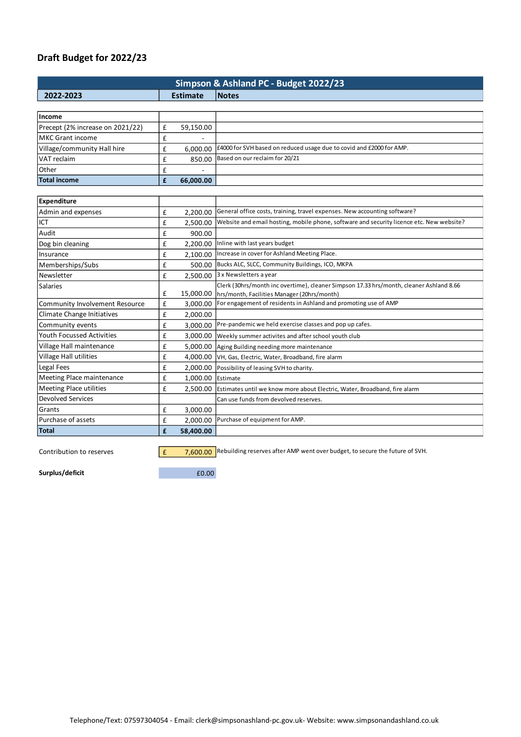## Draft Budget for 2022/23

| Simpson & Ashland PC - Budget 2022/23 | | |
|---|---|---|
| **2022-2023** | **Estimate** | **Notes** |
| **Income** | | |
| Precept (2% increase on 2021/22) | £ 59,150.00 | |
| MKC Grant income | £ - | |
| Village/community Hall hire | £ 6,000.00 | £4000 for SVH based on reduced usage due to covid and £2000 for AMP. |
| VAT reclaim | £ 850.00 | Based on our reclaim for 20/21 |
| Other | £ - | |
| **Total income** | **£ 66,000.00** | |
| **Expenditure** | | |
| Admin and expenses | £ 2,200.00 | General office costs, training, travel expenses. New accounting software? |
| ICT | £ 2,500.00 | Website and email hosting, mobile phone, software and security licence etc. New website? |
| Audit | £ 900.00 | |
| Dog bin cleaning | £ 2,200.00 | Inline with last years budget |
| Insurance | £ 2,100.00 | Increase in cover for Ashland Meeting Place. |
| Memberships/Subs | £ 500.00 | Bucks ALC, SLCC, Community Buildings, ICO, MKPA |
| Newsletter | £ 2,500.00 | 3 x Newsletters a year |
| Salaries | £ 15,000.00 | Clerk (30hrs/month inc overtime), cleaner Simpson 17.33 hrs/month, cleaner Ashland 8.66 hrs/month, Facilities Manager (20hrs/month) |
| Community Involvement Resource | £ 3,000.00 | For engagement of residents in Ashland and promoting use of AMP |
| Climate Change Initiatives | £ 2,000.00 | |
| Community events | £ 3,000.00 | Pre-pandemic we held exercise classes and pop up cafes. |
| Youth Focussed Activities | £ 3,000.00 | Weekly summer activites and after school youth club |
| Village Hall maintenance | £ 5,000.00 | Aging Building needing more maintenance |
| Village Hall utilities | £ 4,000.00 | VH, Gas, Electric, Water, Broadband, fire alarm |
| Legal Fees | £ 2,000.00 | Possibility of leasing SVH to charity. |
| Meeting Place maintenance | £ 1,000.00 | Estimate |
| Meeting Place utilities | £ 2,500.00 | Estimates until we know more about Electric, Water, Broadband, fire alarm |
| Devolved Services | | Can use funds from devolved reserves. |
| Grants | £ 3,000.00 | |
| Purchase of assets | £ 2,000.00 | Purchase of equipment for AMP. |
| **Total** | **£ 58,400.00** | |
| Contribution to reserves | £ 7,600.00 | Rebuilding reserves after AMP went over budget, to secure the future of SVH. |
| **Surplus/deficit** | £0.00 | |

Telephone/Text: 07597304054 - Email: clerk@simpsonashland-pc.gov.uk- Website: www.simpsonandashland.co.uk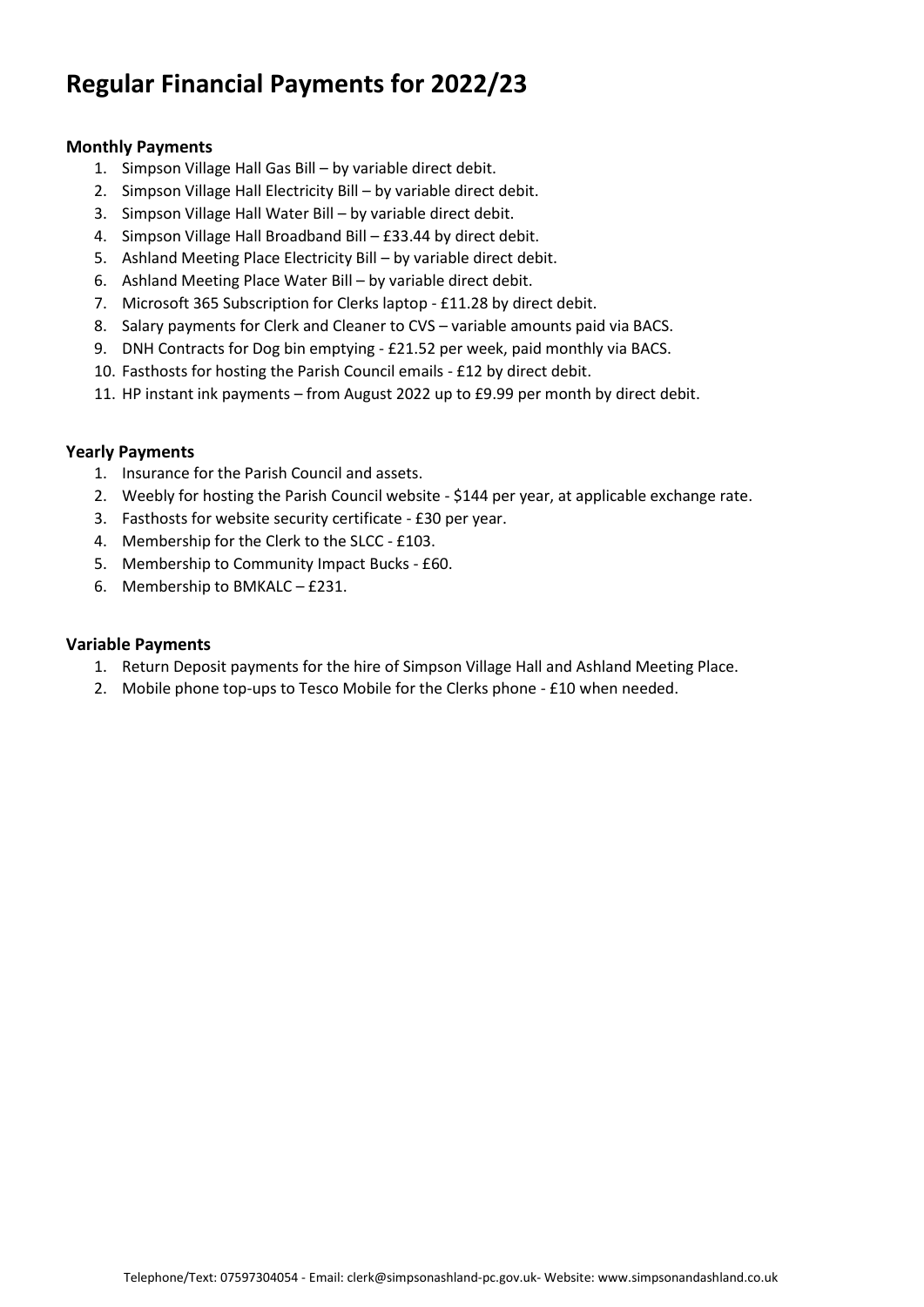# Regular Financial Payments for 2022/23

**Monthly Payments**

1. Simpson Village Hall Gas Bill – by variable direct debit.
2. Simpson Village Hall Electricity Bill – by variable direct debit.
3. Simpson Village Hall Water Bill – by variable direct debit.
4. Simpson Village Hall Broadband Bill – £33.44 by direct debit.
5. Ashland Meeting Place Electricity Bill – by variable direct debit.
6. Ashland Meeting Place Water Bill – by variable direct debit.
7. Microsoft 365 Subscription for Clerks laptop - £11.28 by direct debit.
8. Salary payments for Clerk and Cleaner to CVS – variable amounts paid via BACS.
9. DNH Contracts for Dog bin emptying - £21.52 per week, paid monthly via BACS.
10. Fasthosts for hosting the Parish Council emails - £12 by direct debit.
11. HP instant ink payments – from August 2022 up to £9.99 per month by direct debit.

**Yearly Payments**

1. Insurance for the Parish Council and assets.
2. Weebly for hosting the Parish Council website - $144 per year, at applicable exchange rate.
3. Fasthosts for website security certificate - £30 per year.
4. Membership for the Clerk to the SLCC - £103.
5. Membership to Community Impact Bucks - £60.
6. Membership to BMKALC – £231.

**Variable Payments**

1. Return Deposit payments for the hire of Simpson Village Hall and Ashland Meeting Place.
2. Mobile phone top-ups to Tesco Mobile for the Clerks phone - £10 when needed.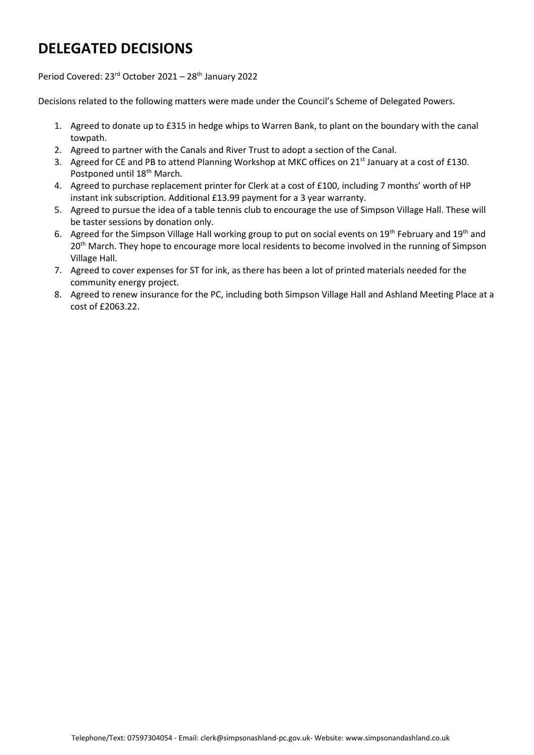# DELEGATED DECISIONS

Period Covered: 23rd October 2021 – 28th January 2022

Decisions related to the following matters were made under the Council's Scheme of Delegated Powers.

1. Agreed to donate up to £315 in hedge whips to Warren Bank, to plant on the boundary with the canal towpath.
2. Agreed to partner with the Canals and River Trust to adopt a section of the Canal.
3. Agreed for CE and PB to attend Planning Workshop at MKC offices on 21st January at a cost of £130. Postponed until 18th March.
4. Agreed to purchase replacement printer for Clerk at a cost of £100, including 7 months' worth of HP instant ink subscription. Additional £13.99 payment for a 3 year warranty.
5. Agreed to pursue the idea of a table tennis club to encourage the use of Simpson Village Hall. These will be taster sessions by donation only.
6. Agreed for the Simpson Village Hall working group to put on social events on 19th February and 19th and 20th March. They hope to encourage more local residents to become involved in the running of Simpson Village Hall.
7. Agreed to cover expenses for ST for ink, as there has been a lot of printed materials needed for the community energy project.
8. Agreed to renew insurance for the PC, including both Simpson Village Hall and Ashland Meeting Place at a cost of £2063.22.

Telephone/Text: 07597304054 - Email: clerk@simpsonashland-pc.gov.uk- Website: www.simpsonandashland.co.uk